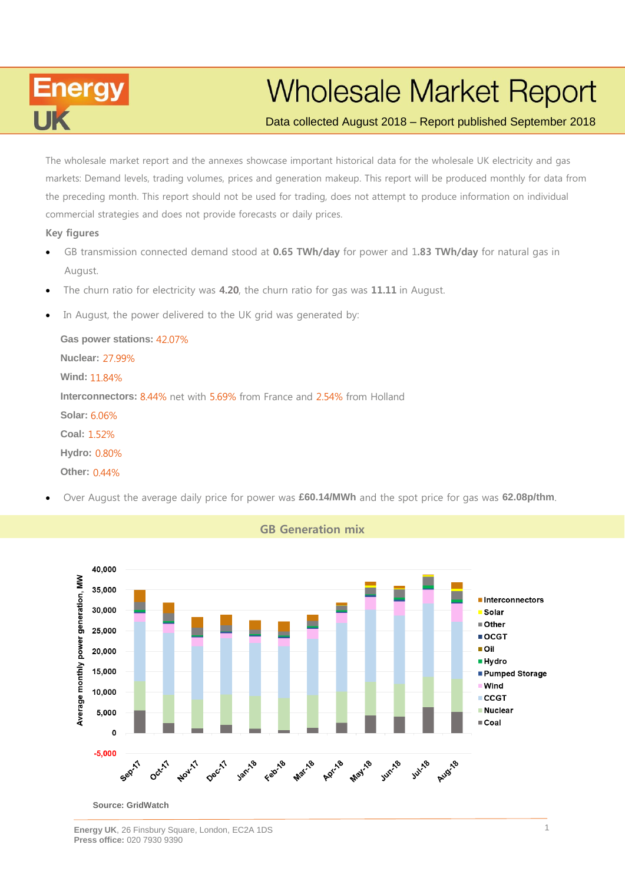Energy UK

# Wholesale Market Report

Data collected August 2018 – Report published September 2018

The wholesale market report and the annexes showcase important historical data for the wholesale UK electricity and gas markets: Demand levels, trading volumes, prices and generation makeup. This report will be produced monthly for data from the preceding month. This report should not be used for trading, does not attempt to produce information on individual commercial strategies and does not provide forecasts or daily prices.

**Key figures**

- GB transmission connected demand stood at **0.65 TWh/day** for power and 1**.83 TWh/day** for natural gas in August.
- The churn ratio for electricity was **4.20**, the churn ratio for gas was **11.11** in August.
- In August, the power delivered to the UK grid was generated by:

  **Gas power stations:** 42.07%

  **Nuclear:** 27.99%

  **Wind:** 11.84%

  **Interconnectors:** 8.44% net with 5.69% from France and 2.54% from Holland

  **Solar:** 6.06%

  **Coal:** 1.52%

  **Hydro:** 0.80%

  **Other:** 0.44%

- Over August the average daily price for power was **£60.14/MWh** and the spot price for gas was **62.08p/thm**.

## GB Generation mix

Source: GridWatch

**Energy UK**, 26 Finsbury Square, London, EC2A 1DS
**Press office:** 020 7930 9390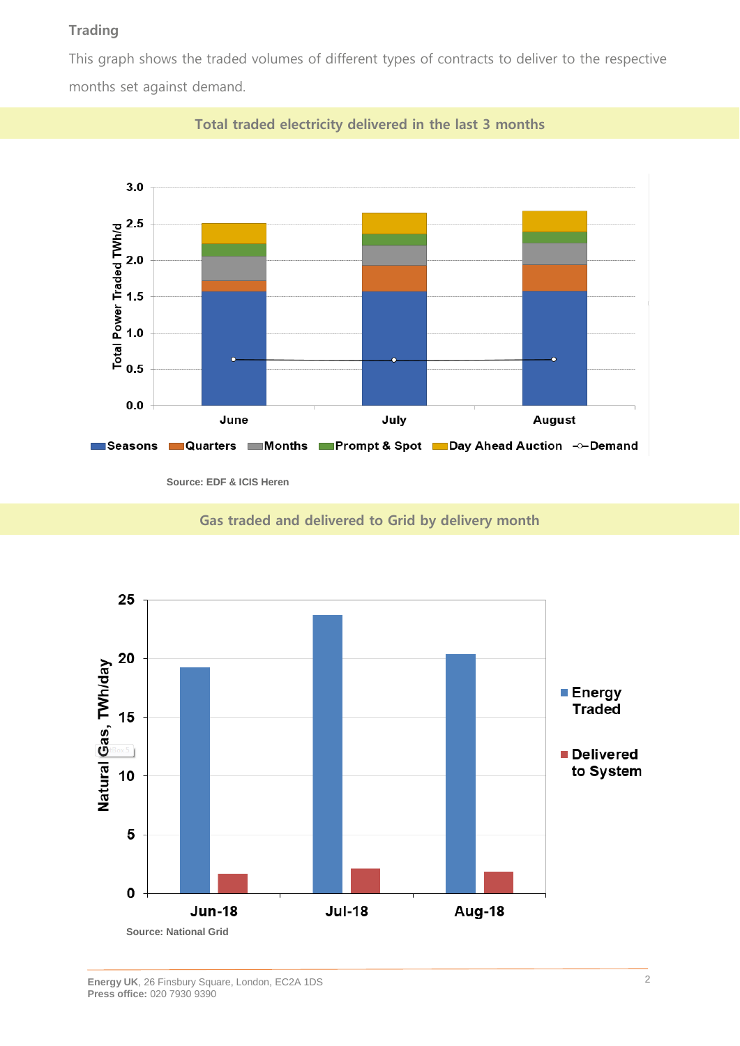### Trading

This graph shows the traded volumes of different types of contracts to deliver to the respective months set against demand.

**Total traded electricity delivered in the last 3 months**

Source: EDF & ICIS Heren

**Gas traded and delivered to Grid by delivery month**

Source: National Grid

**Energy UK**, 26 Finsbury Square, London, EC2A 1DS
**Press office:** 020 7930 9390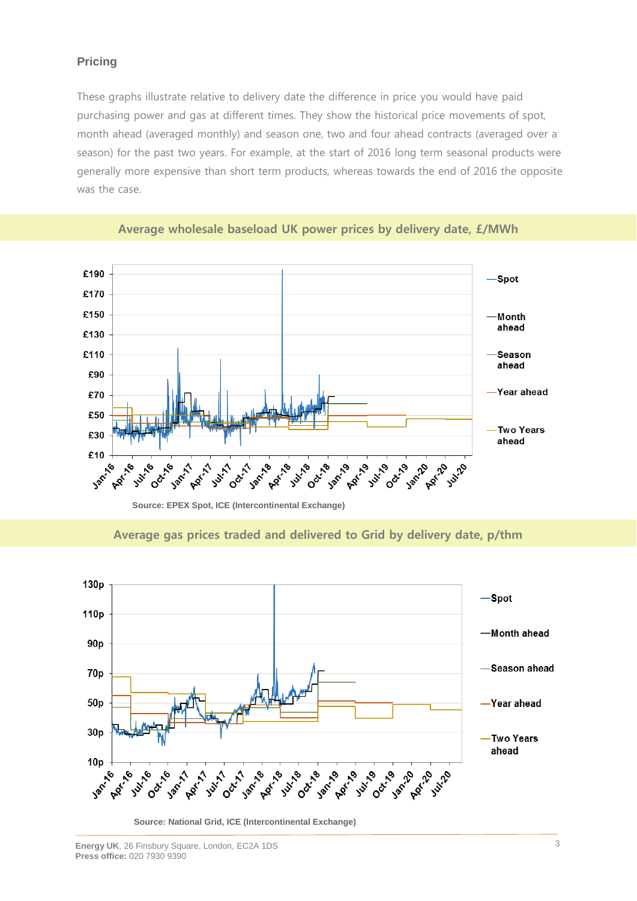## Pricing

These graphs illustrate relative to delivery date the difference in price you would have paid purchasing power and gas at different times. They show the historical price movements of spot, month ahead (averaged monthly) and season one, two and four ahead contracts (averaged over a season) for the past two years. For example, at the start of 2016 long term seasonal products were generally more expensive than short term products, whereas towards the end of 2016 the opposite was the case.

### Average wholesale baseload UK power prices by delivery date, £/MWh

Source: EPEX Spot, ICE (Intercontinental Exchange)

### Average gas prices traded and delivered to Grid by delivery date, p/thm

Source: National Grid, ICE (Intercontinental Exchange)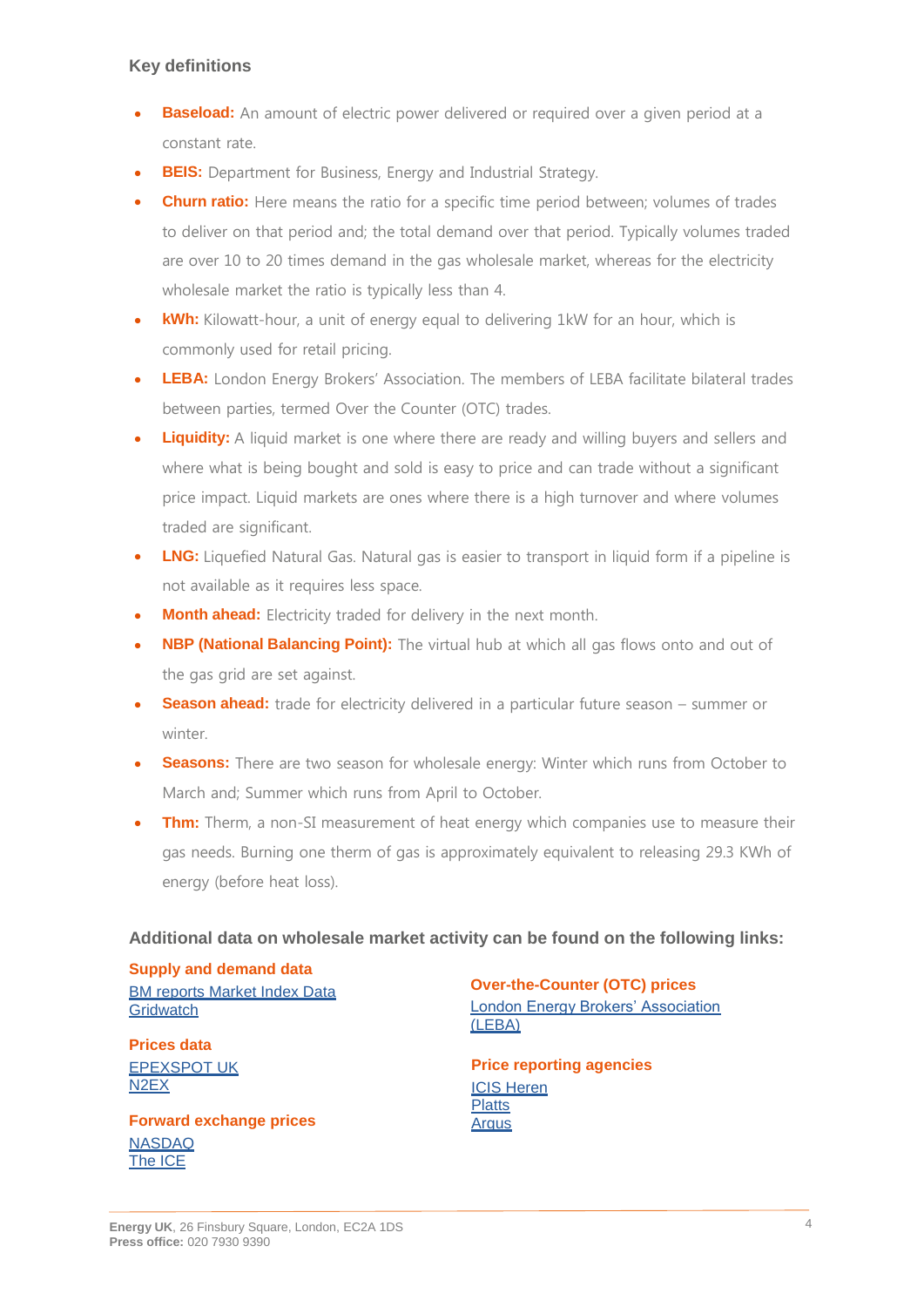## Key definitions

- **Baseload:** An amount of electric power delivered or required over a given period at a constant rate.
- **BEIS:** Department for Business, Energy and Industrial Strategy.
- **Churn ratio:** Here means the ratio for a specific time period between; volumes of trades to deliver on that period and; the total demand over that period. Typically volumes traded are over 10 to 20 times demand in the gas wholesale market, whereas for the electricity wholesale market the ratio is typically less than 4.
- **kWh:** Kilowatt-hour, a unit of energy equal to delivering 1kW for an hour, which is commonly used for retail pricing.
- **LEBA:** London Energy Brokers' Association. The members of LEBA facilitate bilateral trades between parties, termed Over the Counter (OTC) trades.
- **Liquidity:** A liquid market is one where there are ready and willing buyers and sellers and where what is being bought and sold is easy to price and can trade without a significant price impact. Liquid markets are ones where there is a high turnover and where volumes traded are significant.
- **LNG:** Liquefied Natural Gas. Natural gas is easier to transport in liquid form if a pipeline is not available as it requires less space.
- **Month ahead:** Electricity traded for delivery in the next month.
- **NBP (National Balancing Point):** The virtual hub at which all gas flows onto and out of the gas grid are set against.
- **Season ahead:** trade for electricity delivered in a particular future season – summer or winter.
- **Seasons:** There are two season for wholesale energy: Winter which runs from October to March and; Summer which runs from April to October.
- **Thm:** Therm, a non-SI measurement of heat energy which companies use to measure their gas needs. Burning one therm of gas is approximately equivalent to releasing 29.3 KWh of energy (before heat loss).

### Additional data on wholesale market activity can be found on the following links:

**Supply and demand data**

BM reports Market Index Data
Gridwatch

**Prices data**

EPEXSPOT UK
N2EX

**Forward exchange prices**

NASDAQ
The ICE

**Over-the-Counter (OTC) prices**

London Energy Brokers' Association (LEBA)

**Price reporting agencies**

ICIS Heren
Platts
Argus

**Energy UK**, 26 Finsbury Square, London, EC2A 1DS
**Press office:** 020 7930 9390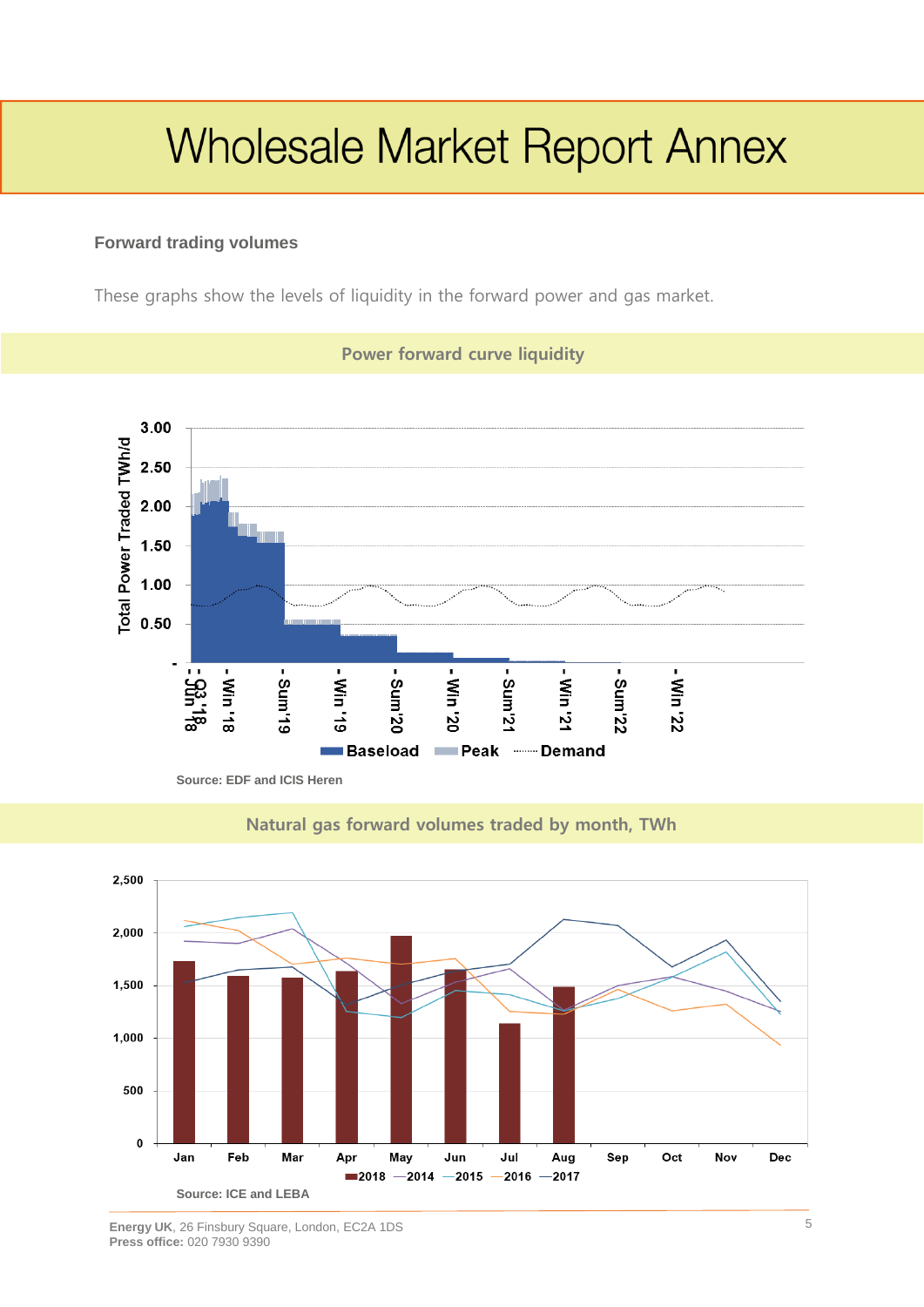# Wholesale Market Report Annex

### Forward trading volumes

These graphs show the levels of liquidity in the forward power and gas market.

## Power forward curve liquidity

Total Power Traded TWh/d

3.00
2.50
2.00
1.50
1.00
0.50
-

Jun '18, Q3 '18, Win '18, Sum'19, Win '19, Sum'20, Win '20, Sum'21, Win '21, Sum'22, Win '22

Baseload | Peak | Demand

Source: EDF and ICIS Heren

## Natural gas forward volumes traded by month, TWh

2,500
2,000
1,500
1,000
500
0

Jan, Feb, Mar, Apr, May, Jun, Jul, Aug, Sep, Oct, Nov, Dec

2018 | 2014 | 2015 | 2016 | 2017

Source: ICE and LEBA

**Energy UK**, 26 Finsbury Square, London, EC2A 1DS
**Press office:** 020 7930 9390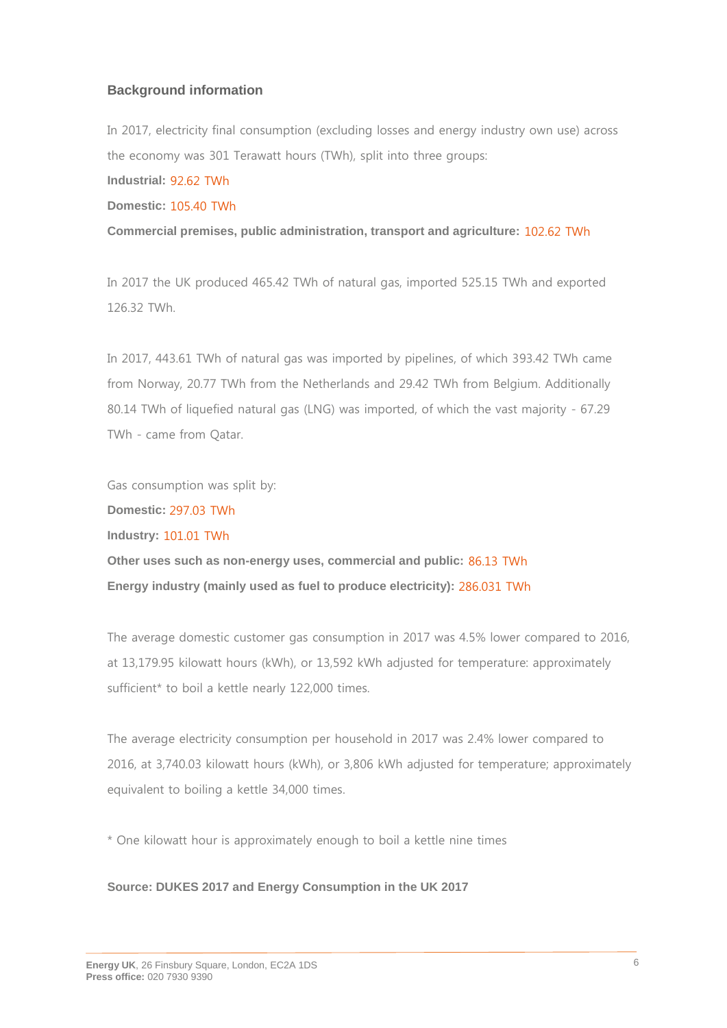## Background information

In 2017, electricity final consumption (excluding losses and energy industry own use) across the economy was 301 Terawatt hours (TWh), split into three groups:

**Industrial:** 92.62 TWh

**Domestic:** 105.40 TWh

**Commercial premises, public administration, transport and agriculture:** 102.62 TWh

In 2017 the UK produced 465.42 TWh of natural gas, imported 525.15 TWh and exported 126.32 TWh.

In 2017, 443.61 TWh of natural gas was imported by pipelines, of which 393.42 TWh came from Norway, 20.77 TWh from the Netherlands and 29.42 TWh from Belgium. Additionally 80.14 TWh of liquefied natural gas (LNG) was imported, of which the vast majority - 67.29 TWh - came from Qatar.

Gas consumption was split by:

**Domestic:** 297.03 TWh

**Industry:** 101.01 TWh

**Other uses such as non-energy uses, commercial and public:** 86.13 TWh

**Energy industry (mainly used as fuel to produce electricity):** 286.031 TWh

The average domestic customer gas consumption in 2017 was 4.5% lower compared to 2016, at 13,179.95 kilowatt hours (kWh), or 13,592 kWh adjusted for temperature: approximately sufficient* to boil a kettle nearly 122,000 times.

The average electricity consumption per household in 2017 was 2.4% lower compared to 2016, at 3,740.03 kilowatt hours (kWh), or 3,806 kWh adjusted for temperature; approximately equivalent to boiling a kettle 34,000 times.

* One kilowatt hour is approximately enough to boil a kettle nine times

**Source: DUKES 2017 and Energy Consumption in the UK 2017**

**Energy UK**, 26 Finsbury Square, London, EC2A 1DS
**Press office:** 020 7930 9390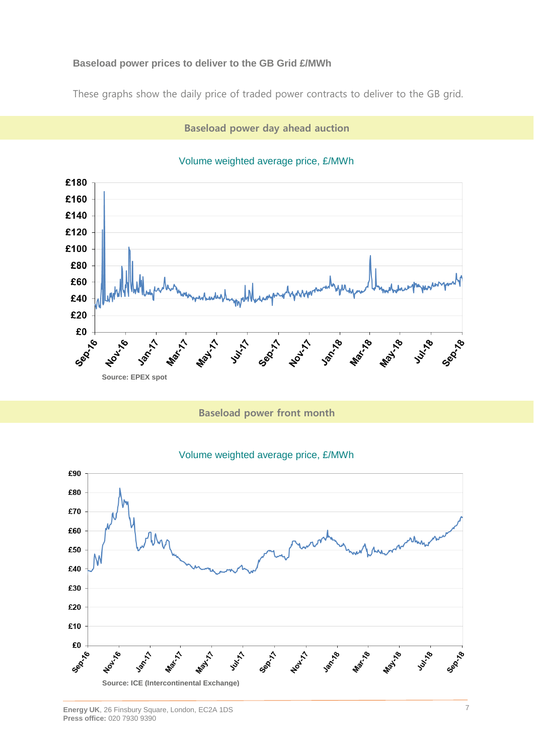## Baseload power prices to deliver to the GB Grid £/MWh

These graphs show the daily price of traded power contracts to deliver to the GB grid.

### Baseload power day ahead auction

Volume weighted average price, £/MWh

Source: EPEX spot

### Baseload power front month

Volume weighted average price, £/MWh

Source: ICE (Intercontinental Exchange)

**Energy UK**, 26 Finsbury Square, London, EC2A 1DS
**Press office:** 020 7930 9390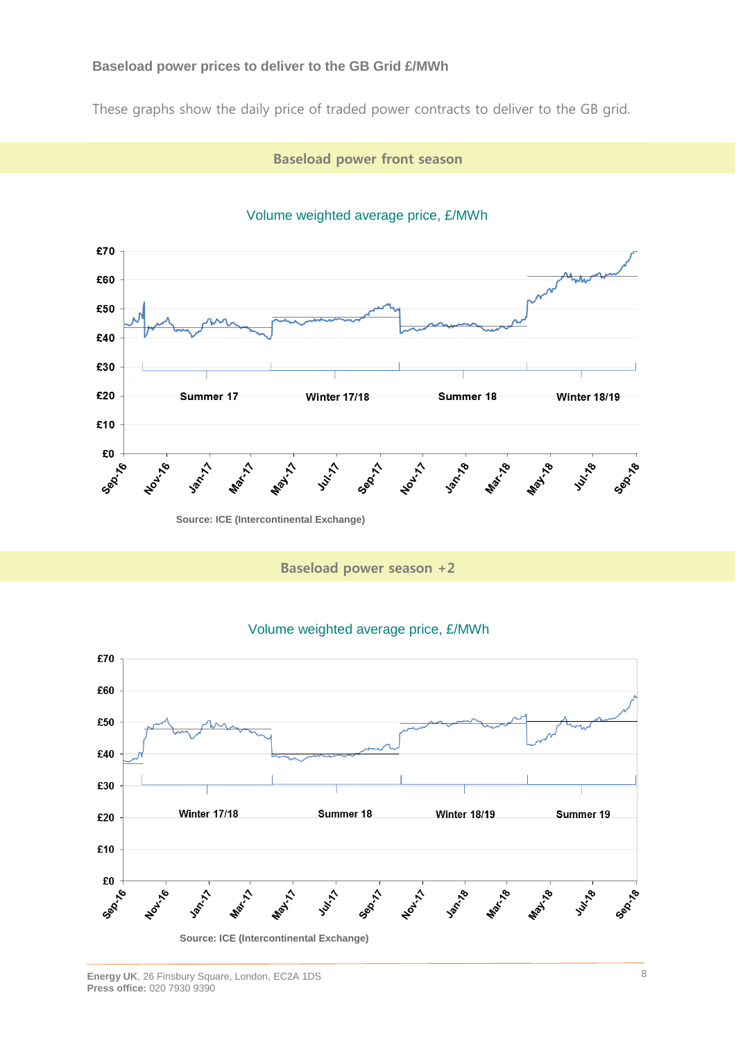## Baseload power prices to deliver to the GB Grid £/MWh

These graphs show the daily price of traded power contracts to deliver to the GB grid.

### Baseload power front season

Volume weighted average price, £/MWh

£70
£60
£50
£40
£30
£20
£10
£0

Summer 17 | Winter 17/18 | Summer 18 | Winter 18/19

Sep-16, Nov-16, Jan-17, Mar-17, May-17, Jul-17, Sep-17, Nov-17, Jan-18, Mar-18, May-18, Jul-18, Sep-18

Source: ICE (Intercontinental Exchange)

### Baseload power season +2

Volume weighted average price, £/MWh

£70
£60
£50
£40
£30
£20
£10
£0

Winter 17/18 | Summer 18 | Winter 18/19 | Summer 19

Sep-16, Nov-16, Jan-17, Mar-17, May-17, Jul-17, Sep-17, Nov-17, Jan-18, Mar-18, May-18, Jul-18, Sep-18

Source: ICE (Intercontinental Exchange)

**Energy UK**, 26 Finsbury Square, London, EC2A 1DS
**Press office:** 020 7930 9390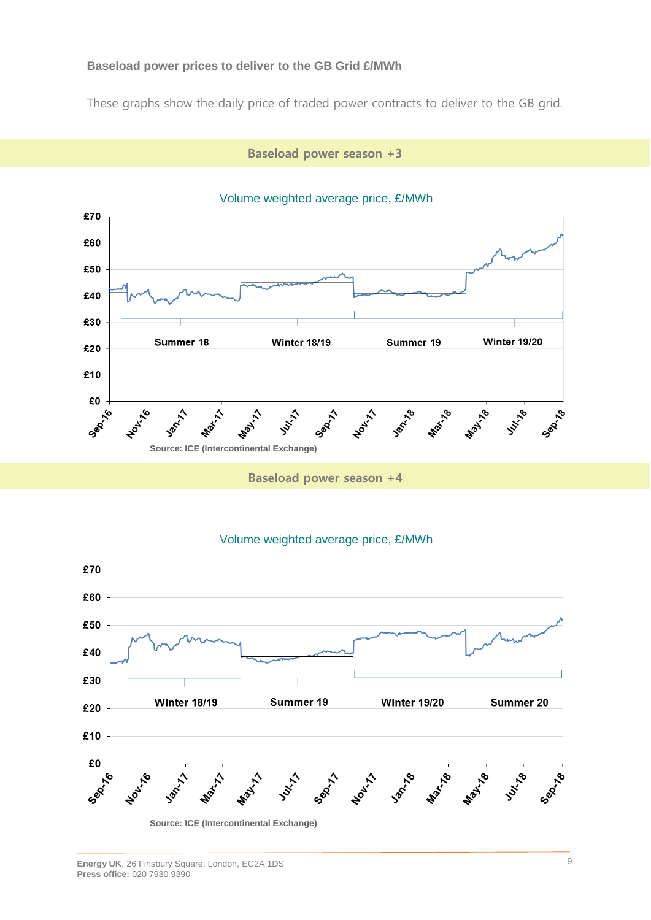### Baseload power prices to deliver to the GB Grid £/MWh

These graphs show the daily price of traded power contracts to deliver to the GB grid.

## Baseload power season +3

Volume weighted average price, £/MWh

Source: ICE (Intercontinental Exchange)

## Baseload power season +4

Volume weighted average price, £/MWh

Source: ICE (Intercontinental Exchange)

**Energy UK**, 26 Finsbury Square, London, EC2A 1DS
**Press office:** 020 7930 9390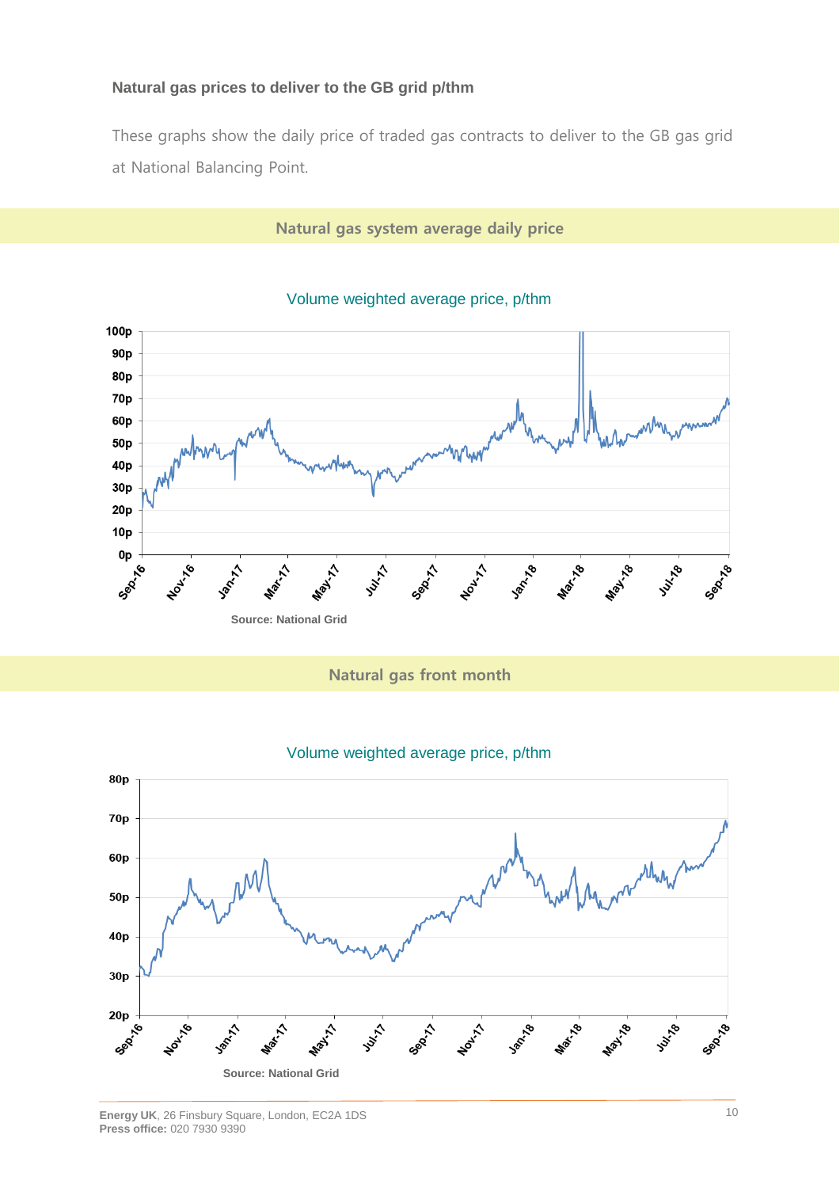### Natural gas prices to deliver to the GB grid p/thm

These graphs show the daily price of traded gas contracts to deliver to the GB gas grid at National Balancing Point.

## Natural gas system average daily price

Volume weighted average price, p/thm

Source: National Grid

## Natural gas front month

Volume weighted average price, p/thm

Source: National Grid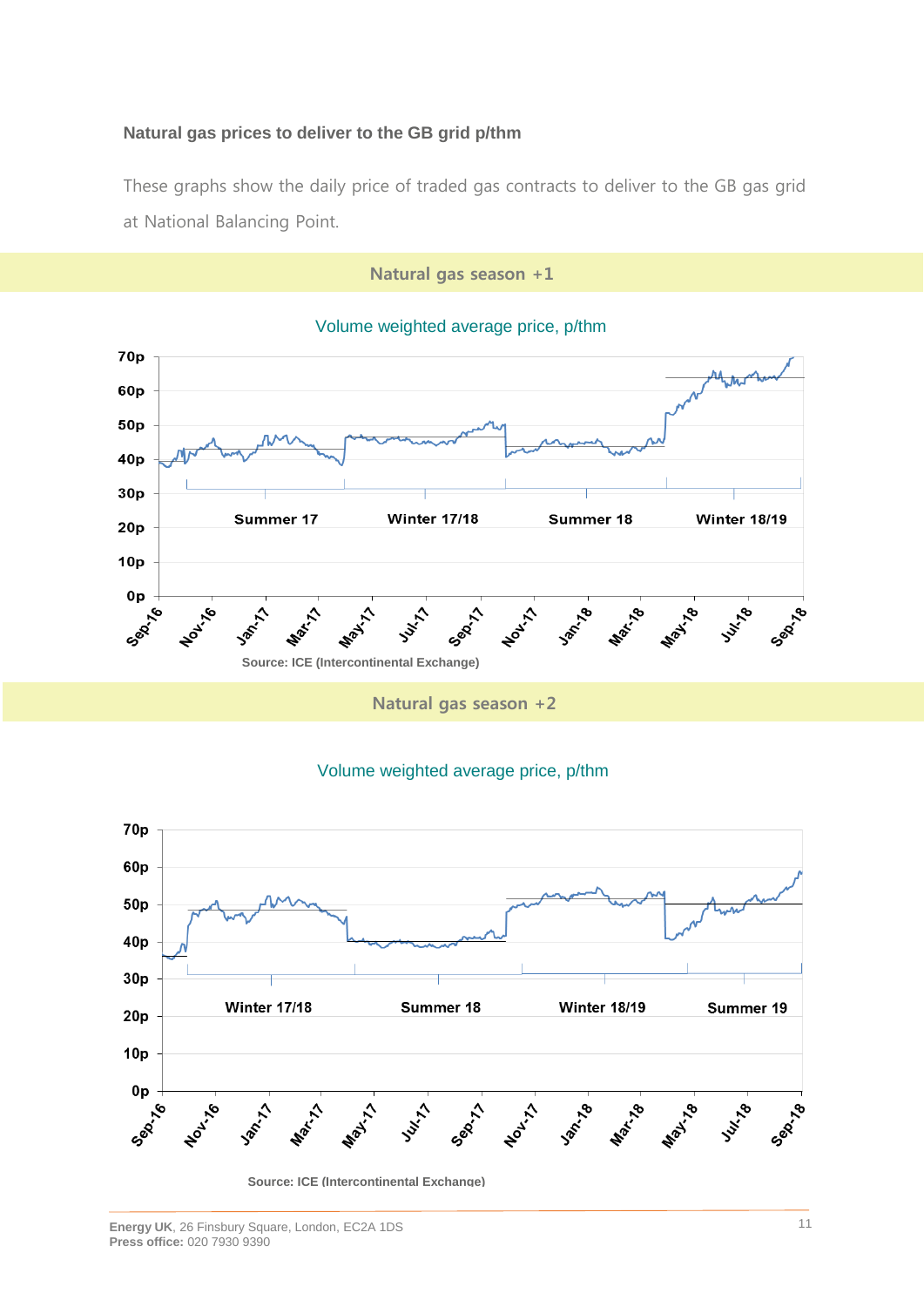## Natural gas prices to deliver to the GB grid p/thm

These graphs show the daily price of traded gas contracts to deliver to the GB gas grid at National Balancing Point.

### Natural gas season +1

Volume weighted average price, p/thm

Source: ICE (Intercontinental Exchange)

### Natural gas season +2

Volume weighted average price, p/thm

Source: ICE (Intercontinental Exchange)

**Energy UK**, 26 Finsbury Square, London, EC2A 1DS
**Press office:** 020 7930 9390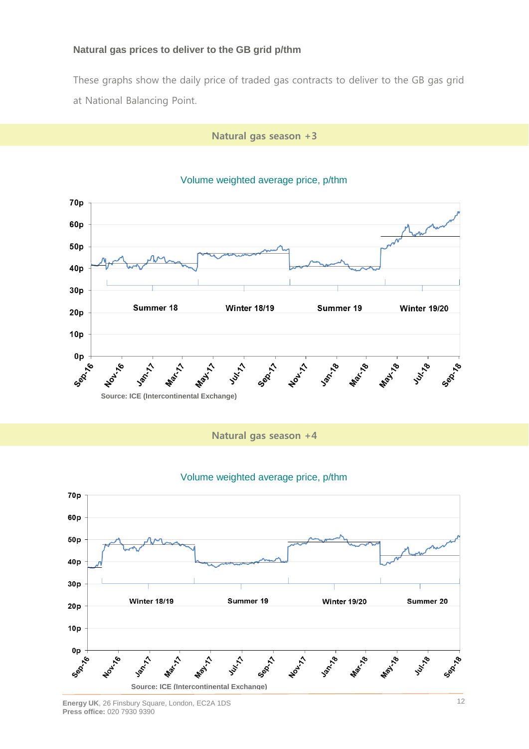### Natural gas prices to deliver to the GB grid p/thm

These graphs show the daily price of traded gas contracts to deliver to the GB gas grid at National Balancing Point.

## Natural gas season +3

Volume weighted average price, p/thm

70p
60p
50p
40p
30p
20p
10p
0p

Summer 18
Winter 18/19
Summer 19
Winter 19/20

Sep-16
Nov-16
Jan-17
Mar-17
May-17
Jul-17
Sep-17
Nov-17
Jan-18
Mar-18
May-18
Jul-18
Sep-18

Source: ICE (Intercontinental Exchange)

## Natural gas season +4

Volume weighted average price, p/thm

70p
60p
50p
40p
30p
20p
10p
0p

Winter 18/19
Summer 19
Winter 19/20
Summer 20

Sep-16
Nov-16
Jan-17
Mar-17
May-17
Jul-17
Sep-17
Nov-17
Jan-18
Mar-18
May-18
Jul-18
Sep-18

Source: ICE (Intercontinental Exchange)

**Energy UK**, 26 Finsbury Square, London, EC2A 1DS
**Press office:** 020 7930 9390